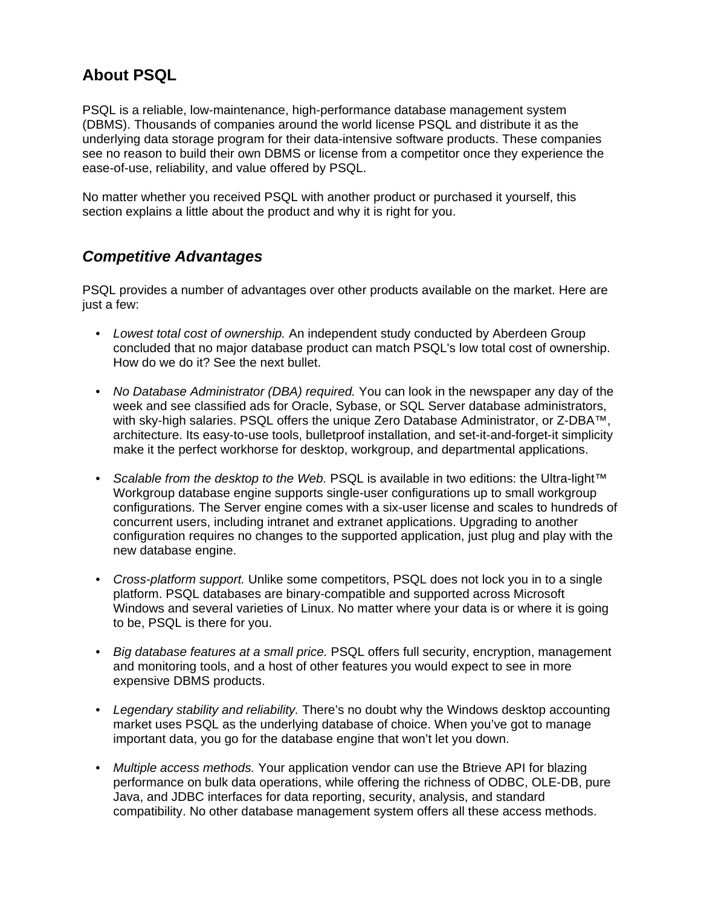## About PSQL

PSQL is a reliable, low-maintenance, high-performance database management system (DBMS). Thousands of companies around the world license PSQL and distribute it as the underlying data storage program for their data-intensive software products. These companies see no reason to build their own DBMS or license from a competitor once they experience the ease-of-use, reliability, and value offered by PSQL.

No matter whether you received PSQL with another product or purchased it yourself, this section explains a little about the product and why it is right for you.

### *Competitive Advantages*

PSQL provides a number of advantages over other products available on the market. Here are just a few:

- *Lowest total cost of ownership.* An independent study conducted by Aberdeen Group concluded that no major database product can match PSQL's low total cost of ownership. How do we do it? See the next bullet.

- *No Database Administrator (DBA) required.* You can look in the newspaper any day of the week and see classified ads for Oracle, Sybase, or SQL Server database administrators, with sky-high salaries. PSQL offers the unique Zero Database Administrator, or Z-DBA™, architecture. Its easy-to-use tools, bulletproof installation, and set-it-and-forget-it simplicity make it the perfect workhorse for desktop, workgroup, and departmental applications.

- *Scalable from the desktop to the Web.* PSQL is available in two editions: the Ultra-light™ Workgroup database engine supports single-user configurations up to small workgroup configurations. The Server engine comes with a six-user license and scales to hundreds of concurrent users, including intranet and extranet applications. Upgrading to another configuration requires no changes to the supported application, just plug and play with the new database engine.

- *Cross-platform support.* Unlike some competitors, PSQL does not lock you in to a single platform. PSQL databases are binary-compatible and supported across Microsoft Windows and several varieties of Linux. No matter where your data is or where it is going to be, PSQL is there for you.

- *Big database features at a small price.* PSQL offers full security, encryption, management and monitoring tools, and a host of other features you would expect to see in more expensive DBMS products.

- *Legendary stability and reliability.* There's no doubt why the Windows desktop accounting market uses PSQL as the underlying database of choice. When you've got to manage important data, you go for the database engine that won't let you down.

- *Multiple access methods.* Your application vendor can use the Btrieve API for blazing performance on bulk data operations, while offering the richness of ODBC, OLE-DB, pure Java, and JDBC interfaces for data reporting, security, analysis, and standard compatibility. No other database management system offers all these access methods.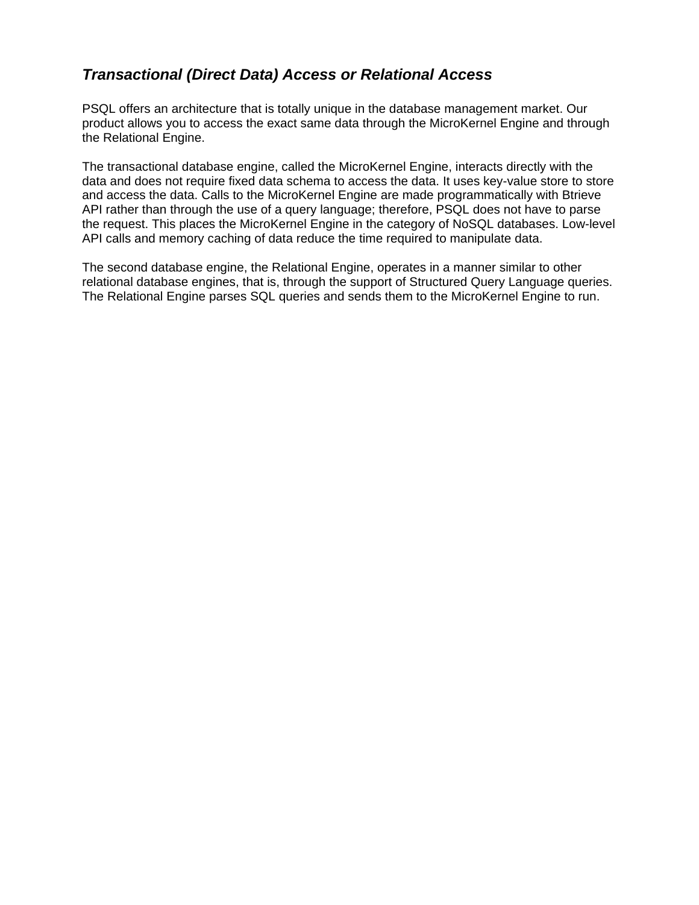### *Transactional (Direct Data) Access or Relational Access*

PSQL offers an architecture that is totally unique in the database management market. Our product allows you to access the exact same data through the MicroKernel Engine and through the Relational Engine.

The transactional database engine, called the MicroKernel Engine, interacts directly with the data and does not require fixed data schema to access the data. It uses key-value store to store and access the data. Calls to the MicroKernel Engine are made programmatically with Btrieve API rather than through the use of a query language; therefore, PSQL does not have to parse the request. This places the MicroKernel Engine in the category of NoSQL databases. Low-level API calls and memory caching of data reduce the time required to manipulate data.

The second database engine, the Relational Engine, operates in a manner similar to other relational database engines, that is, through the support of Structured Query Language queries. The Relational Engine parses SQL queries and sends them to the MicroKernel Engine to run.